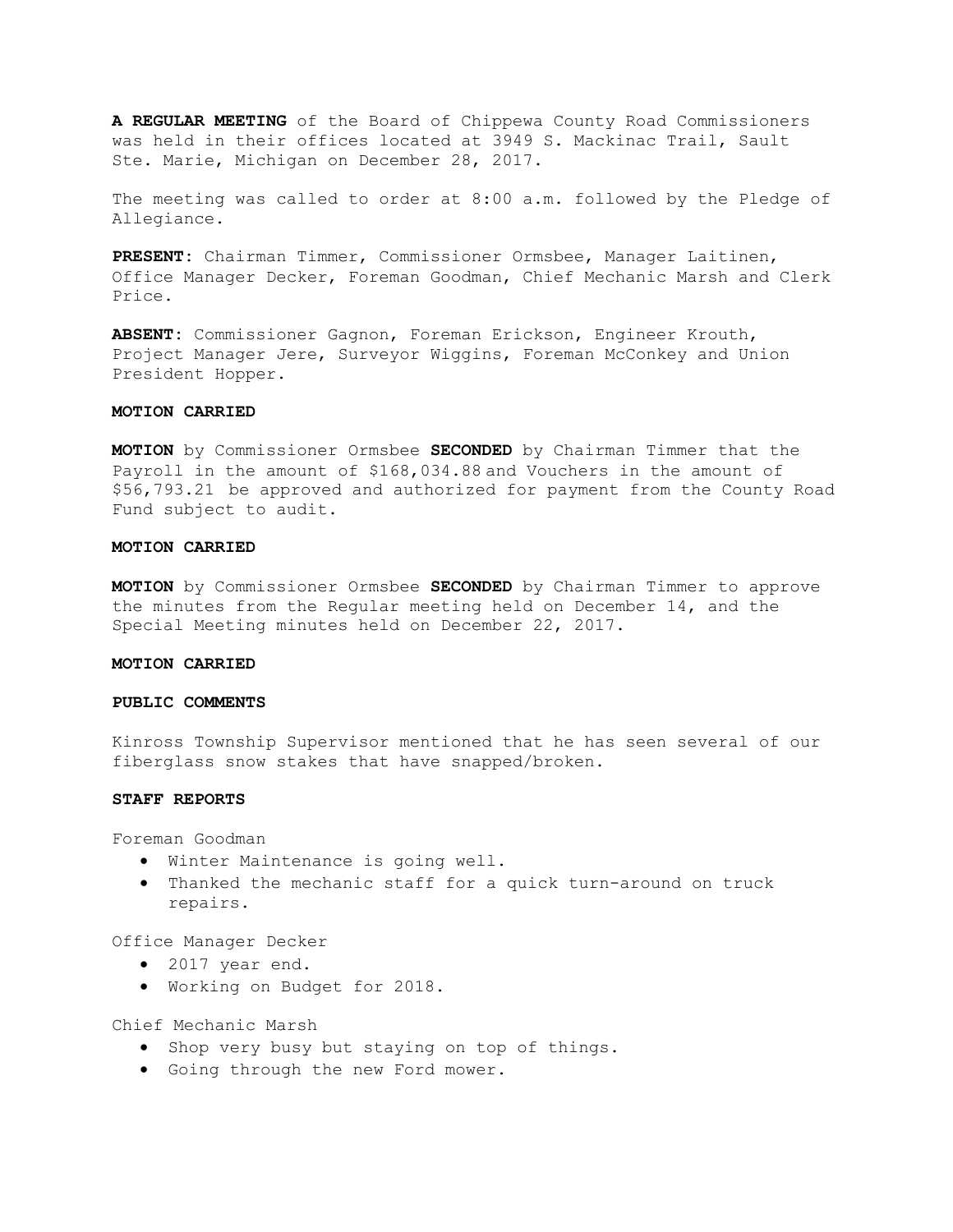**A REGULAR MEETING** of the Board of Chippewa County Road Commissioners was held in their offices located at 3949 S. Mackinac Trail, Sault Ste. Marie, Michigan on December 28, 2017.

The meeting was called to order at 8:00 a.m. followed by the Pledge of Allegiance.

**PRESENT:** Chairman Timmer, Commissioner Ormsbee, Manager Laitinen, Office Manager Decker, Foreman Goodman, Chief Mechanic Marsh and Clerk Price.

**ABSENT:** Commissioner Gagnon, Foreman Erickson, Engineer Krouth, Project Manager Jere, Surveyor Wiggins, Foreman McConkey and Union President Hopper.

**MOTION CARRIED**

**MOTION** by Commissioner Ormsbee **SECONDED** by Chairman Timmer that the Payroll in the amount of $168,034.88 and Vouchers in the amount of $56,793.21 be approved and authorized for payment from the County Road Fund subject to audit.

**MOTION CARRIED**

**MOTION** by Commissioner Ormsbee **SECONDED** by Chairman Timmer to approve the minutes from the Regular meeting held on December 14, and the Special Meeting minutes held on December 22, 2017.

**MOTION CARRIED**

**PUBLIC COMMENTS**

Kinross Township Supervisor mentioned that he has seen several of our fiberglass snow stakes that have snapped/broken.

**STAFF REPORTS**

Foreman Goodman

- Winter Maintenance is going well.
- Thanked the mechanic staff for a quick turn-around on truck repairs.

Office Manager Decker

- 2017 year end.
- Working on Budget for 2018.

Chief Mechanic Marsh

- Shop very busy but staying on top of things.
- Going through the new Ford mower.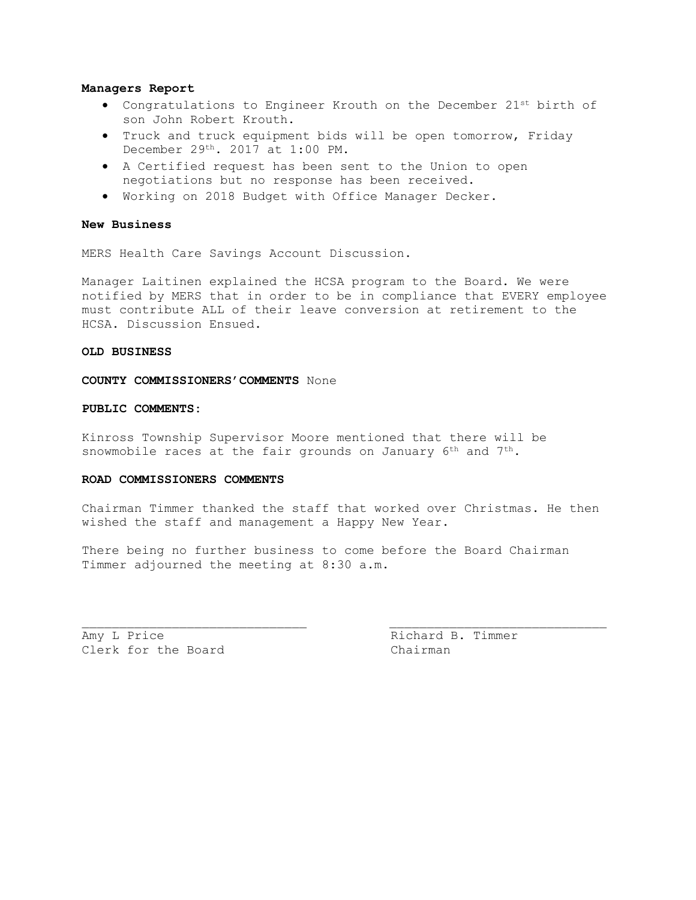**Managers Report**

- Congratulations to Engineer Krouth on the December 21st birth of son John Robert Krouth.
- Truck and truck equipment bids will be open tomorrow, Friday December 29th. 2017 at 1:00 PM.
- A Certified request has been sent to the Union to open negotiations but no response has been received.
- Working on 2018 Budget with Office Manager Decker.

**New Business**

MERS Health Care Savings Account Discussion.

Manager Laitinen explained the HCSA program to the Board. We were notified by MERS that in order to be in compliance that EVERY employee must contribute ALL of their leave conversion at retirement to the HCSA. Discussion Ensued.

**OLD BUSINESS**

**COUNTY COMMISSIONERS'COMMENTS** None

**PUBLIC COMMENTS:**

Kinross Township Supervisor Moore mentioned that there will be snowmobile races at the fair grounds on January 6th and 7th.

**ROAD COMMISSIONERS COMMENTS**

Chairman Timmer thanked the staff that worked over Christmas. He then wished the staff and management a Happy New Year.

There being no further business to come before the Board Chairman Timmer adjourned the meeting at 8:30 a.m.

______________________________
Amy L Price
Clerk for the Board

______________________________
Richard B. Timmer
Chairman